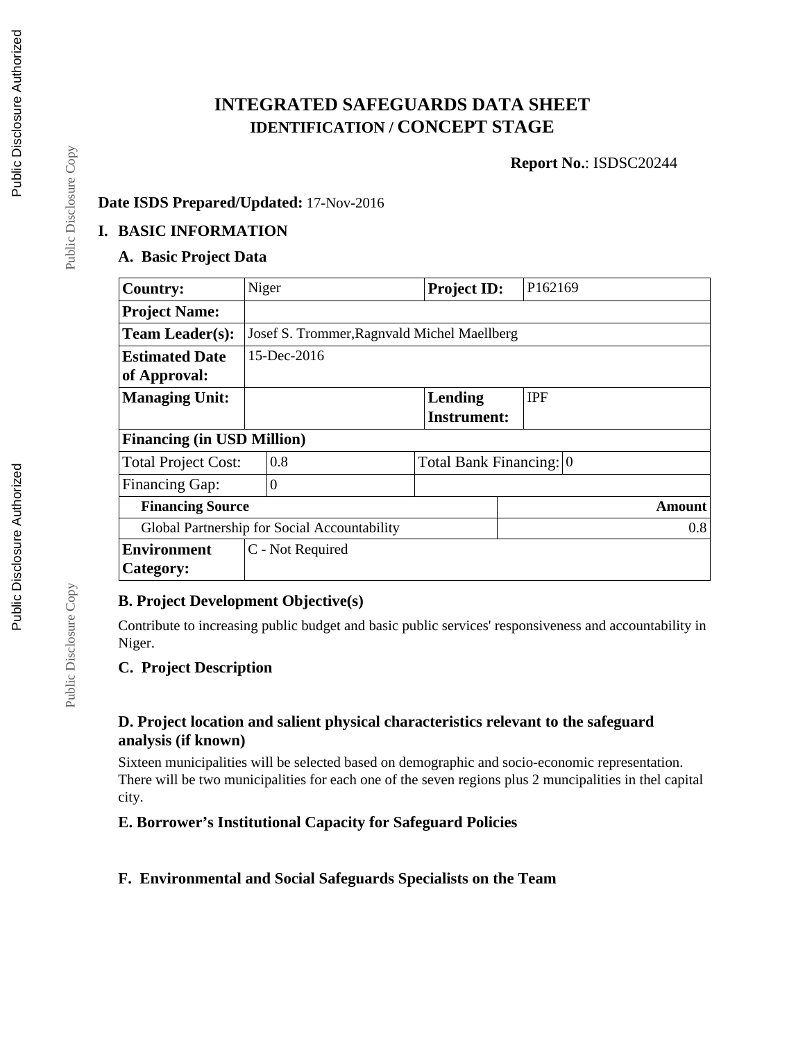# INTEGRATED SAFEGUARDS DATA SHEET
## IDENTIFICATION / CONCEPT STAGE

**Report No.**: ISDSC20244

**Date ISDS Prepared/Updated:** 17-Nov-2016

## I. BASIC INFORMATION

### A. Basic Project Data

| **Country:** | Niger | **Project ID:** | P162169 |
|---|---|---|---|
| **Project Name:** | | | |
| **Team Leader(s):** | Josef S. Trommer,Ragnvald Michel Maellberg | | |
| **Estimated Date of Approval:** | 15-Dec-2016 | | |
| **Managing Unit:** | | **Lending Instrument:** | IPF |
| **Financing (in USD Million)** | | | |
| Total Project Cost: | 0.8 | Total Bank Financing: | 0 |
| Financing Gap: | 0 | | |
| **Financing Source** | | | **Amount** |
| Global Partnership for Social Accountability | | | 0.8 |
| **Environment Category:** | C - Not Required | | |

### B. Project Development Objective(s)

Contribute to increasing public budget and basic public services' responsiveness and accountability in Niger.

### C. Project Description

### D. Project location and salient physical characteristics relevant to the safeguard analysis (if known)

Sixteen municipalities will be selected based on demographic and socio-economic representation. There will be two municipalities for each one of the seven regions plus 2 muncipalities in thel capital city.

### E. Borrower's Institutional Capacity for Safeguard Policies

### F. Environmental and Social Safeguards Specialists on the Team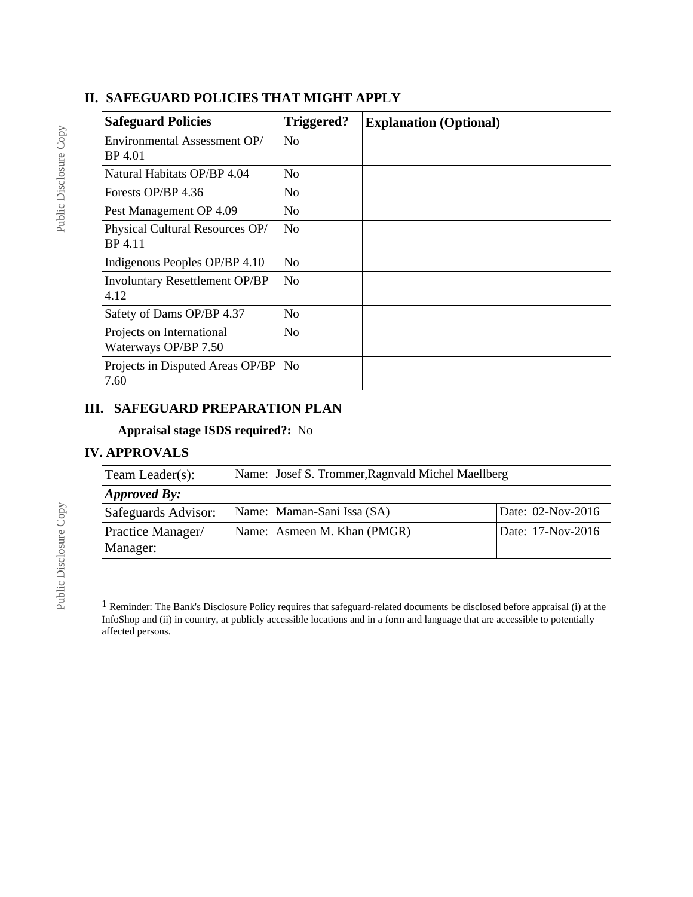## II. SAFEGUARD POLICIES THAT MIGHT APPLY

| Safeguard Policies | Triggered? | Explanation (Optional) |
| --- | --- | --- |
| Environmental Assessment OP/ BP 4.01 | No | |
| Natural Habitats OP/BP 4.04 | No | |
| Forests OP/BP 4.36 | No | |
| Pest Management OP 4.09 | No | |
| Physical Cultural Resources OP/ BP 4.11 | No | |
| Indigenous Peoples OP/BP 4.10 | No | |
| Involuntary Resettlement OP/BP 4.12 | No | |
| Safety of Dams OP/BP 4.37 | No | |
| Projects on International Waterways OP/BP 7.50 | No | |
| Projects in Disputed Areas OP/BP 7.60 | No | |

## III. SAFEGUARD PREPARATION PLAN

**Appraisal stage ISDS required?:** No

## IV. APPROVALS

| | | |
| --- | --- | --- |
| Team Leader(s): | Name: Josef S. Trommer,Ragnvald Michel Maellberg | |
| ***Approved By:*** | | |
| Safeguards Advisor: | Name: Maman-Sani Issa (SA) | Date: 02-Nov-2016 |
| Practice Manager/ Manager: | Name: Asmeen M. Khan (PMGR) | Date: 17-Nov-2016 |

[1] Reminder: The Bank's Disclosure Policy requires that safeguard-related documents be disclosed before appraisal (i) at the InfoShop and (ii) in country, at publicly accessible locations and in a form and language that are accessible to potentially affected persons.